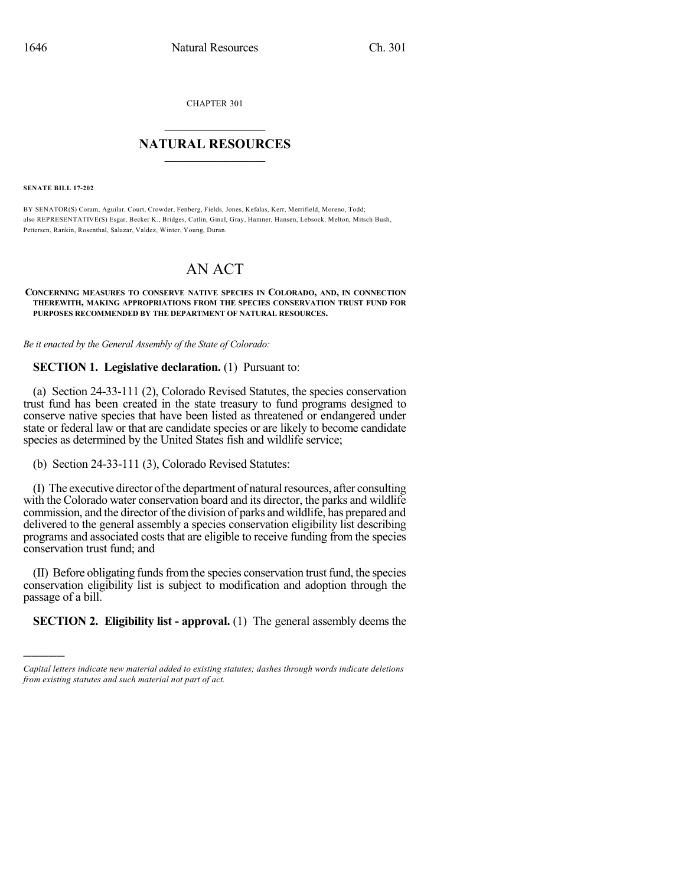CHAPTER 301

# NATURAL RESOURCES

**SENATE BILL 17-202**

BY SENATOR(S) Coram, Aguilar, Court, Crowder, Fenberg, Fields, Jones, Kefalas, Kerr, Merrifield, Moreno, Todd; also REPRESENTATIVE(S) Esgar, Becker K., Bridges, Catlin, Ginal, Gray, Hamner, Hansen, Lebsock, Melton, Mitsch Bush, Pettersen, Rankin, Rosenthal, Salazar, Valdez, Winter, Young, Duran.

# AN ACT

**CONCERNING MEASURES TO CONSERVE NATIVE SPECIES IN COLORADO, AND, IN CONNECTION THEREWITH, MAKING APPROPRIATIONS FROM THE SPECIES CONSERVATION TRUST FUND FOR PURPOSES RECOMMENDED BY THE DEPARTMENT OF NATURAL RESOURCES.**

*Be it enacted by the General Assembly of the State of Colorado:*

**SECTION 1. Legislative declaration.** (1) Pursuant to:

(a) Section 24-33-111 (2), Colorado Revised Statutes, the species conservation trust fund has been created in the state treasury to fund programs designed to conserve native species that have been listed as threatened or endangered under state or federal law or that are candidate species or are likely to become candidate species as determined by the United States fish and wildlife service;

(b) Section 24-33-111 (3), Colorado Revised Statutes:

(I) The executive director of the department of natural resources, after consulting with the Colorado water conservation board and its director, the parks and wildlife commission, and the director of the division of parks and wildlife, has prepared and delivered to the general assembly a species conservation eligibility list describing programs and associated costs that are eligible to receive funding from the species conservation trust fund; and

(II) Before obligating funds from the species conservation trust fund, the species conservation eligibility list is subject to modification and adoption through the passage of a bill.

**SECTION 2. Eligibility list - approval.** (1) The general assembly deems the

*Capital letters indicate new material added to existing statutes; dashes through words indicate deletions from existing statutes and such material not part of act.*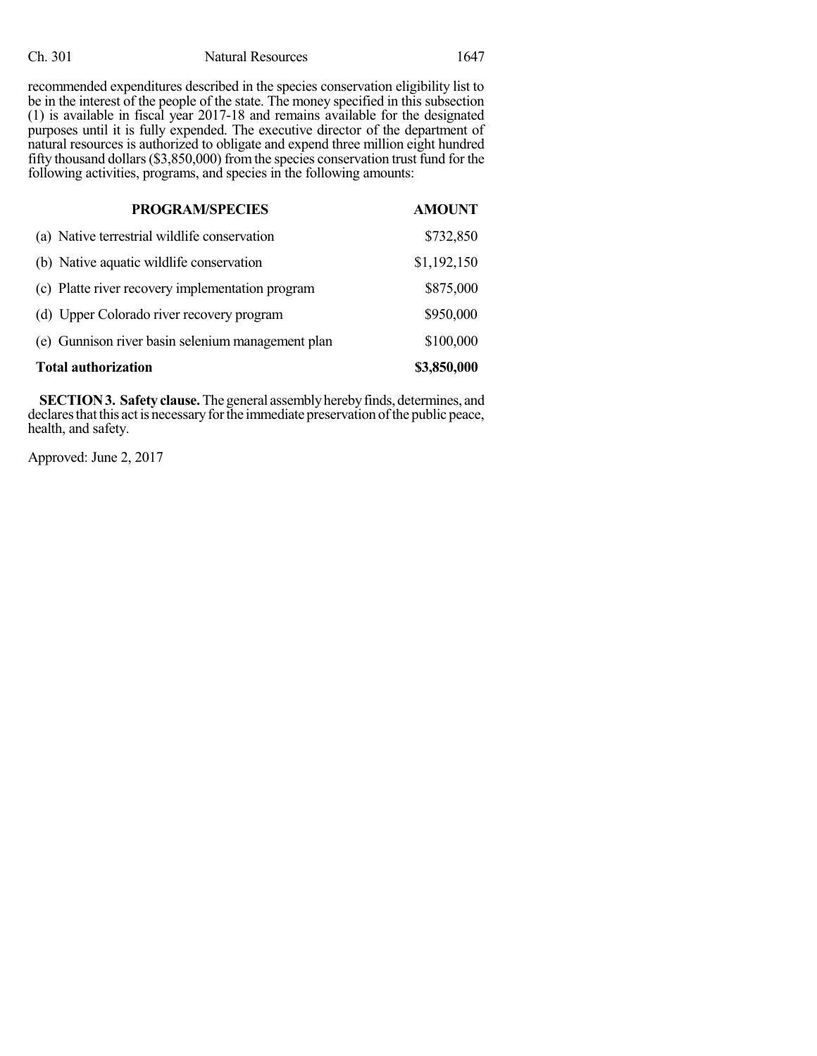recommended expenditures described in the species conservation eligibility list to be in the interest of the people of the state. The money specified in this subsection (1) is available in fiscal year 2017-18 and remains available for the designated purposes until it is fully expended. The executive director of the department of natural resources is authorized to obligate and expend three million eight hundred fifty thousand dollars ($3,850,000) from the species conservation trust fund for the following activities, programs, and species in the following amounts:

| PROGRAM/SPECIES | AMOUNT |
| --- | --- |
| (a) Native terrestrial wildlife conservation | $732,850 |
| (b) Native aquatic wildlife conservation | $1,192,150 |
| (c) Platte river recovery implementation program | $875,000 |
| (d) Upper Colorado river recovery program | $950,000 |
| (e) Gunnison river basin selenium management plan | $100,000 |
| **Total authorization** | **$3,850,000** |

**SECTION 3. Safety clause.** The general assembly hereby finds, determines, and declares that this act is necessary for the immediate preservation of the public peace, health, and safety.

Approved: June 2, 2017